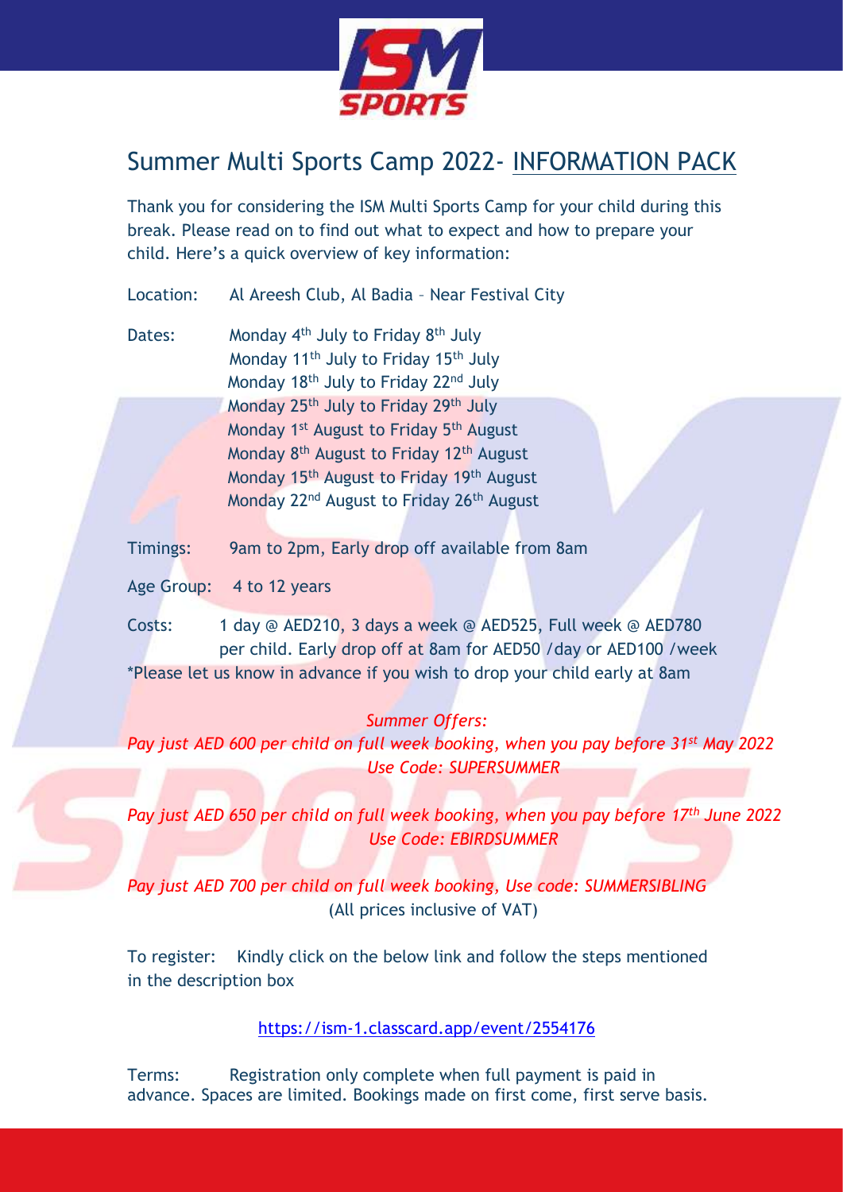# Summer Multi Sports Camp 2022- INFORMATION PACK

Thank you for considering the ISM Multi Sports Camp for your child during this break. Please read on to find out what to expect and how to prepare your child. Here's a quick overview of key information:

Location: Al Areesh Club, Al Badia – Near Festival City

Dates:
- Monday 4th July to Friday 8th July
- Monday 11th July to Friday 15th July
- Monday 18th July to Friday 22nd July
- Monday 25th July to Friday 29th July
- Monday 1st August to Friday 5th August
- Monday 8th August to Friday 12th August
- Monday 15th August to Friday 19th August
- Monday 22nd August to Friday 26th August

Timings: 9am to 2pm, Early drop off available from 8am

Age Group: 4 to 12 years

Costs: 1 day @ AED210, 3 days a week @ AED525, Full week @ AED780 per child. Early drop off at 8am for AED50 /day or AED100 /week

*Please let us know in advance if you wish to drop your child early at 8am

*Summer Offers:*

*Pay just AED 600 per child on full week booking, when you pay before 31st May 2022*
*Use Code: SUPERSUMMER*

*Pay just AED 650 per child on full week booking, when you pay before 17th June 2022*
*Use Code: EBIRDSUMMER*

*Pay just AED 700 per child on full week booking, Use code: SUMMERSIBLING*
(All prices inclusive of VAT)

To register: Kindly click on the below link and follow the steps mentioned in the description box

https://ism-1.classcard.app/event/2554176

Terms: Registration only complete when full payment is paid in advance. Spaces are limited. Bookings made on first come, first serve basis.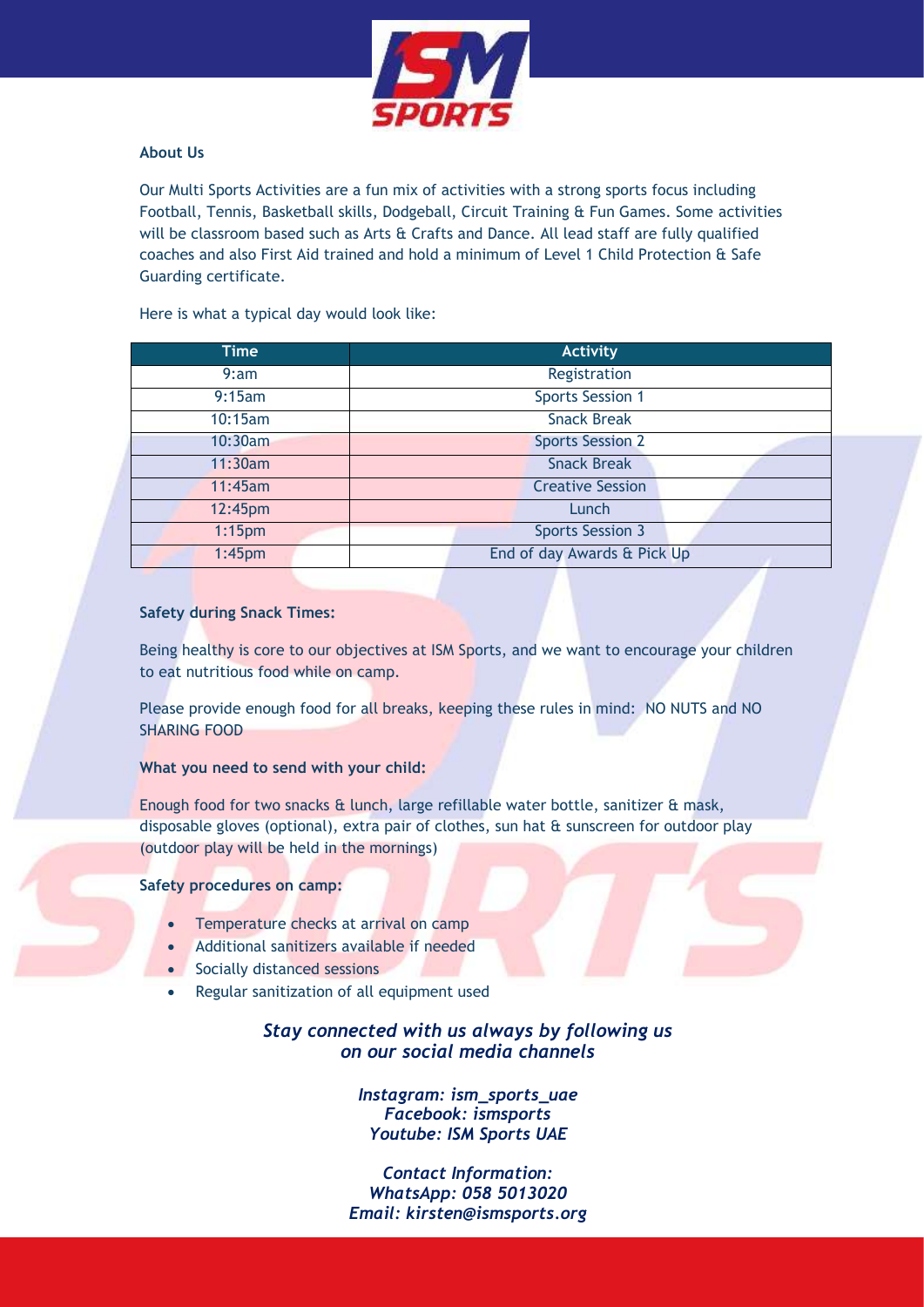**About Us**

Our Multi Sports Activities are a fun mix of activities with a strong sports focus including Football, Tennis, Basketball skills, Dodgeball, Circuit Training & Fun Games. Some activities will be classroom based such as Arts & Crafts and Dance. All lead staff are fully qualified coaches and also First Aid trained and hold a minimum of Level 1 Child Protection & Safe Guarding certificate.

Here is what a typical day would look like:

| Time | Activity |
|---|---|
| 9:am | Registration |
| 9:15am | Sports Session 1 |
| 10:15am | Snack Break |
| 10:30am | Sports Session 2 |
| 11:30am | Snack Break |
| 11:45am | Creative Session |
| 12:45pm | Lunch |
| 1:15pm | Sports Session 3 |
| 1:45pm | End of day Awards & Pick Up |

**Safety during Snack Times:**

Being healthy is core to our objectives at ISM Sports, and we want to encourage your children to eat nutritious food while on camp.

Please provide enough food for all breaks, keeping these rules in mind: NO NUTS and NO SHARING FOOD

**What you need to send with your child:**

Enough food for two snacks & lunch, large refillable water bottle, sanitizer & mask, disposable gloves (optional), extra pair of clothes, sun hat & sunscreen for outdoor play (outdoor play will be held in the mornings)

**Safety procedures on camp:**

- Temperature checks at arrival on camp
- Additional sanitizers available if needed
- Socially distanced sessions
- Regular sanitization of all equipment used

***Stay connected with us always by following us on our social media channels***

*Instagram: ism_sports_uae*
*Facebook: ismsports*
*Youtube: ISM Sports UAE*

*Contact Information:*
*WhatsApp: 058 5013020*
*Email: kirsten@ismsports.org*